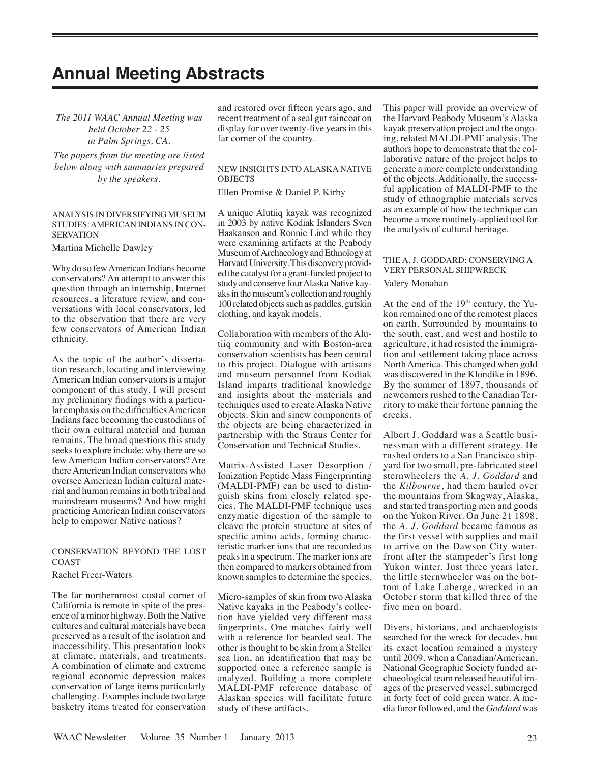# Annual Meeting Abstracts

*The 2011 WAAC Annual Meeting was held October 22 - 25 in Palm Springs, CA.*

*The papers from the meeting are listed below along with summaries prepared by the speakers.*

---

### ANALYSIS IN DIVERSIFYING MUSEUM STUDIES: AMERICAN INDIANS IN CONSERVATION

Martina Michelle Dawley

Why do so few American Indians become conservators? An attempt to answer this question through an internship, Internet resources, a literature review, and conversations with local conservators, led to the observation that there are very few conservators of American Indian ethnicity.

As the topic of the author's dissertation research, locating and interviewing American Indian conservators is a major component of this study. I will present my preliminary findings with a particular emphasis on the difficulties American Indians face becoming the custodians of their own cultural material and human remains. The broad questions this study seeks to explore include: why there are so few American Indian conservators? Are there American Indian conservators who oversee American Indian cultural material and human remains in both tribal and mainstream museums? And how might practicing American Indian conservators help to empower Native nations?

### CONSERVATION BEYOND THE LOST COAST

Rachel Freer-Waters

The far northernmost costal corner of California is remote in spite of the presence of a minor highway. Both the Native cultures and cultural materials have been preserved as a result of the isolation and inaccessibility. This presentation looks at climate, materials, and treatments. A combination of climate and extreme regional economic depression makes conservation of large items particularly challenging. Examples include two large basketry items treated for conservation and restored over fifteen years ago, and recent treatment of a seal gut raincoat on display for over twenty-five years in this far corner of the country.

### NEW INSIGHTS INTO ALASKA NATIVE OBJECTS

Ellen Promise & Daniel P. Kirby

A unique Alutiiq kayak was recognized in 2003 by native Kodiak Islanders Sven Haakanson and Ronnie Lind while they were examining artifacts at the Peabody Museum of Archaeology and Ethnology at Harvard University. This discovery provided the catalyst for a grant-funded project to study and conserve four Alaska Native kayaks in the museum's collection and roughly 100 related objects such as paddles, gutskin clothing, and kayak models.

Collaboration with members of the Alutiiq community and with Boston-area conservation scientists has been central to this project. Dialogue with artisans and museum personnel from Kodiak Island imparts traditional knowledge and insights about the materials and techniques used to create Alaska Native objects. Skin and sinew components of the objects are being characterized in partnership with the Straus Center for Conservation and Technical Studies.

Matrix-Assisted Laser Desorption / Ionization Peptide Mass Fingerprinting (MALDI-PMF) can be used to distinguish skins from closely related species. The MALDI-PMF technique uses enzymatic digestion of the sample to cleave the protein structure at sites of specific amino acids, forming characteristic marker ions that are recorded as peaks in a spectrum. The marker ions are then compared to markers obtained from known samples to determine the species.

Micro-samples of skin from two Alaska Native kayaks in the Peabody's collection have yielded very different mass fingerprints. One matches fairly well with a reference for bearded seal. The other is thought to be skin from a Steller sea lion, an identification that may be supported once a reference sample is analyzed. Building a more complete MALDI-PMF reference database of Alaskan species will facilitate future study of these artifacts.

This paper will provide an overview of the Harvard Peabody Museum's Alaska kayak preservation project and the ongoing, related MALDI-PMF analysis. The authors hope to demonstrate that the collaborative nature of the project helps to generate a more complete understanding of the objects. Additionally, the successful application of MALDI-PMF to the study of ethnographic materials serves as an example of how the technique can become a more routinely-applied tool for the analysis of cultural heritage.

### THE A. J. GODDARD: CONSERVING A VERY PERSONAL SHIPWRECK

Valery Monahan

At the end of the 19th century, the Yukon remained one of the remotest places on earth. Surrounded by mountains to the south, east, and west and hostile to agriculture, it had resisted the immigration and settlement taking place across North America. This changed when gold was discovered in the Klondike in 1896. By the summer of 1897, thousands of newcomers rushed to the Canadian Territory to make their fortune panning the creeks.

Albert J. Goddard was a Seattle businessman with a different strategy. He rushed orders to a San Francisco shipyard for two small, pre-fabricated steel sternwheelers the *A. J. Goddard* and the *Kilbourne*, had them hauled over the mountains from Skagway, Alaska, and started transporting men and goods on the Yukon River. On June 21 1898, the *A. J. Goddard* became famous as the first vessel with supplies and mail to arrive on the Dawson City waterfront after the stampeder's first long Yukon winter. Just three years later, the little sternwheeler was on the bottom of Lake Laberge, wrecked in an October storm that killed three of the five men on board.

Divers, historians, and archaeologists searched for the wreck for decades, but its exact location remained a mystery until 2009, when a Canadian/American, National Geographic Society funded archaeological team released beautiful images of the preserved vessel, submerged in forty feet of cold green water. A media furor followed, and the *Goddard* was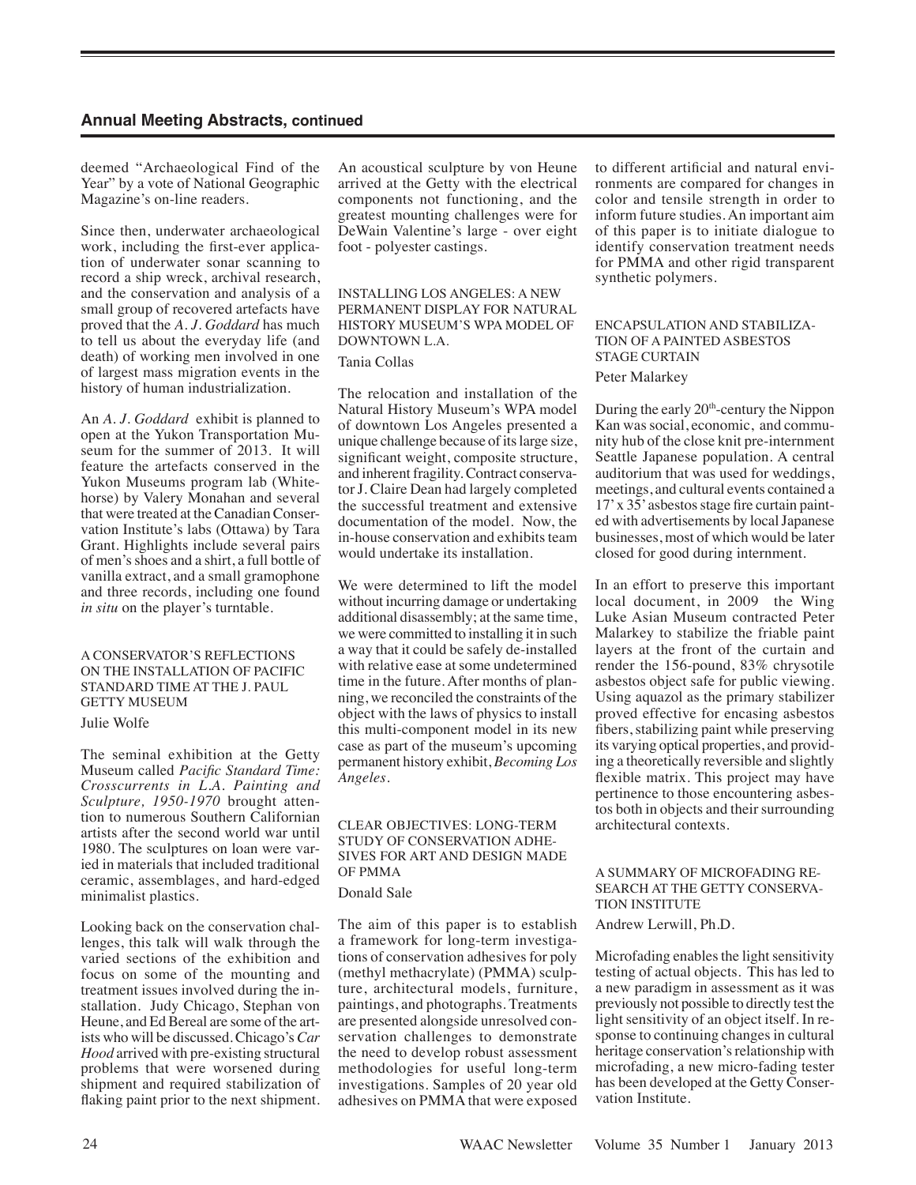## Annual Meeting Abstracts, continued

deemed "Archaeological Find of the Year" by a vote of National Geographic Magazine's on-line readers.

Since then, underwater archaeological work, including the first-ever application of underwater sonar scanning to record a ship wreck, archival research, and the conservation and analysis of a small group of recovered artefacts have proved that the *A. J. Goddard* has much to tell us about the everyday life (and death) of working men involved in one of largest mass migration events in the history of human industrialization.

An *A. J. Goddard* exhibit is planned to open at the Yukon Transportation Museum for the summer of 2013. It will feature the artefacts conserved in the Yukon Museums program lab (Whitehorse) by Valery Monahan and several that were treated at the Canadian Conservation Institute's labs (Ottawa) by Tara Grant. Highlights include several pairs of men's shoes and a shirt, a full bottle of vanilla extract, and a small gramophone and three records, including one found *in situ* on the player's turntable.

### A CONSERVATOR'S REFLECTIONS ON THE INSTALLATION OF PACIFIC STANDARD TIME AT THE J. PAUL GETTY MUSEUM

Julie Wolfe

The seminal exhibition at the Getty Museum called *Pacific Standard Time: Crosscurrents in L.A. Painting and Sculpture, 1950-1970* brought attention to numerous Southern Californian artists after the second world war until 1980. The sculptures on loan were varied in materials that included traditional ceramic, assemblages, and hard-edged minimalist plastics.

Looking back on the conservation challenges, this talk will walk through the varied sections of the exhibition and focus on some of the mounting and treatment issues involved during the installation. Judy Chicago, Stephan von Heune, and Ed Bereal are some of the artists who will be discussed. Chicago's *Car Hood* arrived with pre-existing structural problems that were worsened during shipment and required stabilization of flaking paint prior to the next shipment. An acoustical sculpture by von Heune arrived at the Getty with the electrical components not functioning, and the greatest mounting challenges were for DeWain Valentine's large - over eight foot - polyester castings.

### INSTALLING LOS ANGELES: A NEW PERMANENT DISPLAY FOR NATURAL HISTORY MUSEUM'S WPA MODEL OF DOWNTOWN L.A.

Tania Collas

The relocation and installation of the Natural History Museum's WPA model of downtown Los Angeles presented a unique challenge because of its large size, significant weight, composite structure, and inherent fragility. Contract conservator J. Claire Dean had largely completed the successful treatment and extensive documentation of the model. Now, the in-house conservation and exhibits team would undertake its installation.

We were determined to lift the model without incurring damage or undertaking additional disassembly; at the same time, we were committed to installing it in such a way that it could be safely de-installed with relative ease at some undetermined time in the future. After months of planning, we reconciled the constraints of the object with the laws of physics to install this multi-component model in its new case as part of the museum's upcoming permanent history exhibit, *Becoming Los Angeles*.

### CLEAR OBJECTIVES: LONG-TERM STUDY OF CONSERVATION ADHESIVES FOR ART AND DESIGN MADE OF PMMA

Donald Sale

The aim of this paper is to establish a framework for long-term investigations of conservation adhesives for poly (methyl methacrylate) (PMMA) sculpture, architectural models, furniture, paintings, and photographs. Treatments are presented alongside unresolved conservation challenges to demonstrate the need to develop robust assessment methodologies for useful long-term investigations. Samples of 20 year old adhesives on PMMA that were exposed to different artificial and natural environments are compared for changes in color and tensile strength in order to inform future studies. An important aim of this paper is to initiate dialogue to identify conservation treatment needs for PMMA and other rigid transparent synthetic polymers.

### ENCAPSULATION AND STABILIZATION OF A PAINTED ASBESTOS STAGE CURTAIN

Peter Malarkey

During the early 20th-century the Nippon Kan was social, economic, and community hub of the close knit pre-internment Seattle Japanese population. A central auditorium that was used for weddings, meetings, and cultural events contained a 17' x 35' asbestos stage fire curtain painted with advertisements by local Japanese businesses, most of which would be later closed for good during internment.

In an effort to preserve this important local document, in 2009 the Wing Luke Asian Museum contracted Peter Malarkey to stabilize the friable paint layers at the front of the curtain and render the 156-pound, 83% chrysotile asbestos object safe for public viewing. Using aquazol as the primary stabilizer proved effective for encasing asbestos fibers, stabilizing paint while preserving its varying optical properties, and providing a theoretically reversible and slightly flexible matrix. This project may have pertinence to those encountering asbestos both in objects and their surrounding architectural contexts.

### A SUMMARY OF MICROFADING RESEARCH AT THE GETTY CONSERVATION INSTITUTE

Andrew Lerwill, Ph.D.

Microfading enables the light sensitivity testing of actual objects. This has led to a new paradigm in assessment as it was previously not possible to directly test the light sensitivity of an object itself. In response to continuing changes in cultural heritage conservation's relationship with microfading, a new micro-fading tester has been developed at the Getty Conservation Institute.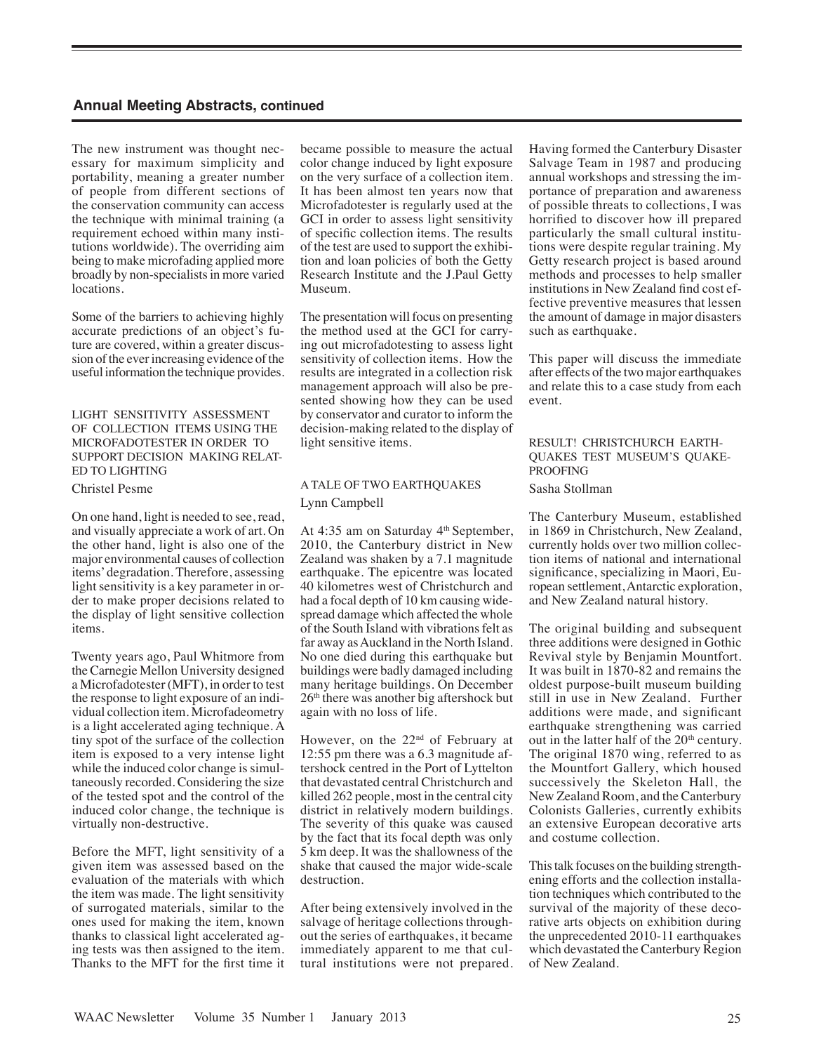The new instrument was thought necessary for maximum simplicity and portability, meaning a greater number of people from different sections of the conservation community can access the technique with minimal training (a requirement echoed within many institutions worldwide). The overriding aim being to make microfading applied more broadly by non-specialists in more varied locations.

Some of the barriers to achieving highly accurate predictions of an object's future are covered, within a greater discussion of the ever increasing evidence of the useful information the technique provides.

### LIGHT SENSITIVITY ASSESSMENT OF COLLECTION ITEMS USING THE MICROFADOTESTER IN ORDER TO SUPPORT DECISION MAKING RELATED TO LIGHTING

Christel Pesme

On one hand, light is needed to see, read, and visually appreciate a work of art. On the other hand, light is also one of the major environmental causes of collection items' degradation. Therefore, assessing light sensitivity is a key parameter in order to make proper decisions related to the display of light sensitive collection items.

Twenty years ago, Paul Whitmore from the Carnegie Mellon University designed a Microfadotester (MFT), in order to test the response to light exposure of an individual collection item. Microfadeometry is a light accelerated aging technique. A tiny spot of the surface of the collection item is exposed to a very intense light while the induced color change is simultaneously recorded. Considering the size of the tested spot and the control of the induced color change, the technique is virtually non-destructive.

Before the MFT, light sensitivity of a given item was assessed based on the evaluation of the materials with which the item was made. The light sensitivity of surrogated materials, similar to the ones used for making the item, known thanks to classical light accelerated aging tests was then assigned to the item. Thanks to the MFT for the first time it became possible to measure the actual color change induced by light exposure on the very surface of a collection item. It has been almost ten years now that Microfadotester is regularly used at the GCI in order to assess light sensitivity of specific collection items. The results of the test are used to support the exhibition and loan policies of both the Getty Research Institute and the J.Paul Getty Museum.

The presentation will focus on presenting the method used at the GCI for carrying out microfadotesting to assess light sensitivity of collection items. How the results are integrated in a collection risk management approach will also be presented showing how they can be used by conservator and curator to inform the decision-making related to the display of light sensitive items.

### A TALE OF TWO EARTHQUAKES

Lynn Campbell

At 4:35 am on Saturday 4th September, 2010, the Canterbury district in New Zealand was shaken by a 7.1 magnitude earthquake. The epicentre was located 40 kilometres west of Christchurch and had a focal depth of 10 km causing widespread damage which affected the whole of the South Island with vibrations felt as far away as Auckland in the North Island. No one died during this earthquake but buildings were badly damaged including many heritage buildings. On December 26th there was another big aftershock but again with no loss of life.

However, on the 22nd of February at 12:55 pm there was a 6.3 magnitude aftershock centred in the Port of Lyttelton that devastated central Christchurch and killed 262 people, most in the central city district in relatively modern buildings. The severity of this quake was caused by the fact that its focal depth was only 5 km deep. It was the shallowness of the shake that caused the major wide-scale destruction.

After being extensively involved in the salvage of heritage collections throughout the series of earthquakes, it became immediately apparent to me that cultural institutions were not prepared. Having formed the Canterbury Disaster Salvage Team in 1987 and producing annual workshops and stressing the importance of preparation and awareness of possible threats to collections, I was horrified to discover how ill prepared particularly the small cultural institutions were despite regular training. My Getty research project is based around methods and processes to help smaller institutions in New Zealand find cost effective preventive measures that lessen the amount of damage in major disasters such as earthquake.

This paper will discuss the immediate after effects of the two major earthquakes and relate this to a case study from each event.

### RESULT! CHRISTCHURCH EARTHQUAKES TEST MUSEUM'S QUAKE-PROOFING

Sasha Stollman

The Canterbury Museum, established in 1869 in Christchurch, New Zealand, currently holds over two million collection items of national and international significance, specializing in Maori, European settlement, Antarctic exploration, and New Zealand natural history.

The original building and subsequent three additions were designed in Gothic Revival style by Benjamin Mountfort. It was built in 1870-82 and remains the oldest purpose-built museum building still in use in New Zealand. Further additions were made, and significant earthquake strengthening was carried out in the latter half of the 20th century. The original 1870 wing, referred to as the Mountfort Gallery, which housed successively the Skeleton Hall, the New Zealand Room, and the Canterbury Colonists Galleries, currently exhibits an extensive European decorative arts and costume collection.

This talk focuses on the building strengthening efforts and the collection installation techniques which contributed to the survival of the majority of these decorative arts objects on exhibition during the unprecedented 2010-11 earthquakes which devastated the Canterbury Region of New Zealand.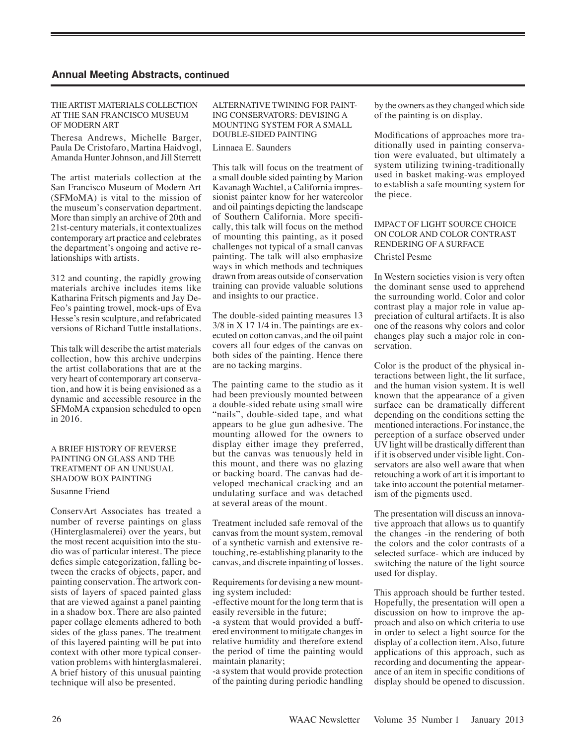## Annual Meeting Abstracts, continued

### THE ARTIST MATERIALS COLLECTION AT THE SAN FRANCISCO MUSEUM OF MODERN ART

Theresa Andrews, Michelle Barger, Paula De Cristofaro, Martina Haidvogl, Amanda Hunter Johnson, and Jill Sterrett

The artist materials collection at the San Francisco Museum of Modern Art (SFMoMA) is vital to the mission of the museum's conservation department. More than simply an archive of 20th and 21st-century materials, it contextualizes contemporary art practice and celebrates the department's ongoing and active relationships with artists.

312 and counting, the rapidly growing materials archive includes items like Katharina Fritsch pigments and Jay DeFeo's painting trowel, mock-ups of Eva Hesse's resin sculpture, and refabricated versions of Richard Tuttle installations.

This talk will describe the artist materials collection, how this archive underpins the artist collaborations that are at the very heart of contemporary art conservation, and how it is being envisioned as a dynamic and accessible resource in the SFMoMA expansion scheduled to open in 2016.

### A BRIEF HISTORY OF REVERSE PAINTING ON GLASS AND THE TREATMENT OF AN UNUSUAL SHADOW BOX PAINTING

Susanne Friend

ConservArt Associates has treated a number of reverse paintings on glass (Hinterglasmalerei) over the years, but the most recent acquisition into the studio was of particular interest. The piece defies simple categorization, falling between the cracks of objects, paper, and painting conservation. The artwork consists of layers of spaced painted glass that are viewed against a panel painting in a shadow box. There are also painted paper collage elements adhered to both sides of the glass panes. The treatment of this layered painting will be put into context with other more typical conservation problems with hinterglasmalerei. A brief history of this unusual painting technique will also be presented.

### ALTERNATIVE TWINING FOR PAINTING CONSERVATORS: DEVISING A MOUNTING SYSTEM FOR A SMALL DOUBLE-SIDED PAINTING

Linnaea E. Saunders

This talk will focus on the treatment of a small double sided painting by Marion Kavanagh Wachtel, a California impressionist painter know for her watercolor and oil paintings depicting the landscape of Southern California. More specifically, this talk will focus on the method of mounting this painting, as it posed challenges not typical of a small canvas painting. The talk will also emphasize ways in which methods and techniques drawn from areas outside of conservation training can provide valuable solutions and insights to our practice.

The double-sided painting measures 13 3/8 in X 17 1/4 in. The paintings are executed on cotton canvas, and the oil paint covers all four edges of the canvas on both sides of the painting. Hence there are no tacking margins.

The painting came to the studio as it had been previously mounted between a double-sided rebate using small wire "nails", double-sided tape, and what appears to be glue gun adhesive. The mounting allowed for the owners to display either image they preferred, but the canvas was tenuously held in this mount, and there was no glazing or backing board. The canvas had developed mechanical cracking and an undulating surface and was detached at several areas of the mount.

Treatment included safe removal of the canvas from the mount system, removal of a synthetic varnish and extensive retouching, re-establishing planarity to the canvas, and discrete inpainting of losses.

Requirements for devising a new mounting system included:
-effective mount for the long term that is easily reversible in the future;
-a system that would provided a buffered environment to mitigate changes in relative humidity and therefore extend the period of time the painting would maintain planarity;
-a system that would provide protection of the painting during periodic handling by the owners as they changed which side of the painting is on display.

Modifications of approaches more traditionally used in painting conservation were evaluated, but ultimately a system utilizing twining-traditionally used in basket making-was employed to establish a safe mounting system for the piece.

### IMPACT OF LIGHT SOURCE CHOICE ON COLOR AND COLOR CONTRAST RENDERING OF A SURFACE

Christel Pesme

In Western societies vision is very often the dominant sense used to apprehend the surrounding world. Color and color contrast play a major role in value appreciation of cultural artifacts. It is also one of the reasons why colors and color changes play such a major role in conservation.

Color is the product of the physical interactions between light, the lit surface, and the human vision system. It is well known that the appearance of a given surface can be dramatically different depending on the conditions setting the mentioned interactions. For instance, the perception of a surface observed under UV light will be drastically different than if it is observed under visible light. Conservators are also well aware that when retouching a work of art it is important to take into account the potential metamerism of the pigments used.

The presentation will discuss an innovative approach that allows us to quantify the changes -in the rendering of both the colors and the color contrasts of a selected surface- which are induced by switching the nature of the light source used for display.

This approach should be further tested. Hopefully, the presentation will open a discussion on how to improve the approach and also on which criteria to use in order to select a light source for the display of a collection item. Also, future applications of this approach, such as recording and documenting the appearance of an item in specific conditions of display should be opened to discussion.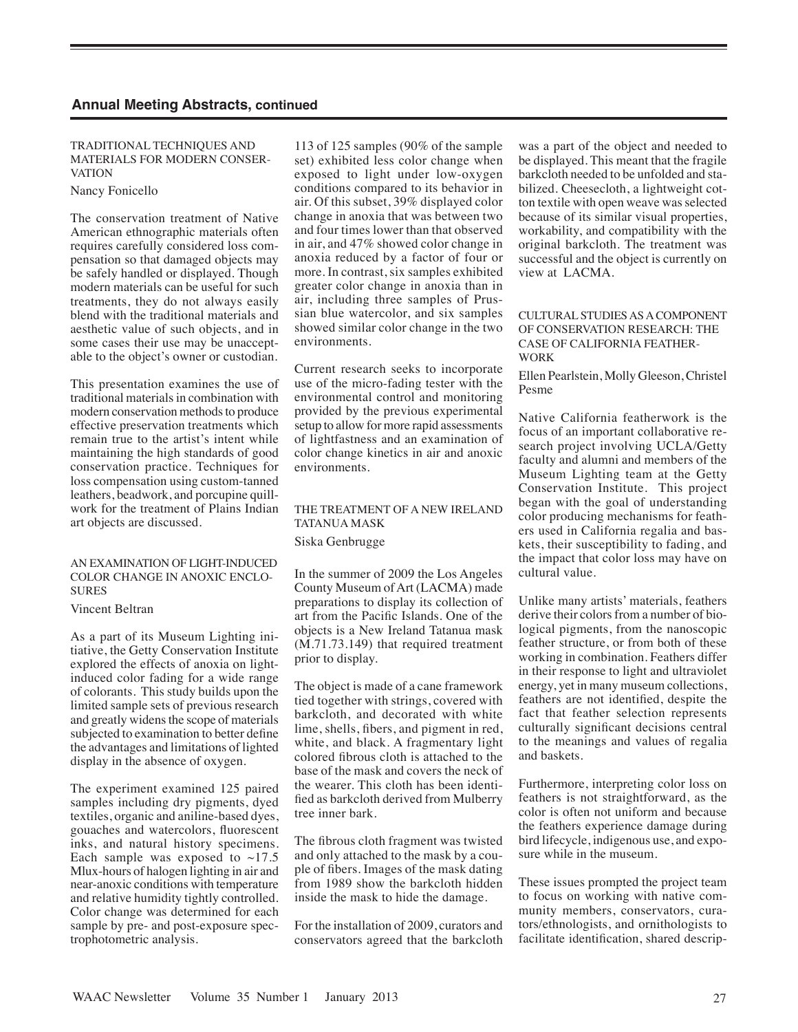## Annual Meeting Abstracts, continued

### TRADITIONAL TECHNIQUES AND MATERIALS FOR MODERN CONSERVATION

Nancy Fonicello

The conservation treatment of Native American ethnographic materials often requires carefully considered loss compensation so that damaged objects may be safely handled or displayed. Though modern materials can be useful for such treatments, they do not always easily blend with the traditional materials and aesthetic value of such objects, and in some cases their use may be unacceptable to the object's owner or custodian.

This presentation examines the use of traditional materials in combination with modern conservation methods to produce effective preservation treatments which remain true to the artist's intent while maintaining the high standards of good conservation practice. Techniques for loss compensation using custom-tanned leathers, beadwork, and porcupine quillwork for the treatment of Plains Indian art objects are discussed.

### AN EXAMINATION OF LIGHT-INDUCED COLOR CHANGE IN ANOXIC ENCLOSURES

Vincent Beltran

As a part of its Museum Lighting initiative, the Getty Conservation Institute explored the effects of anoxia on light-induced color fading for a wide range of colorants. This study builds upon the limited sample sets of previous research and greatly widens the scope of materials subjected to examination to better define the advantages and limitations of lighted display in the absence of oxygen.

The experiment examined 125 paired samples including dry pigments, dyed textiles, organic and aniline-based dyes, gouaches and watercolors, fluorescent inks, and natural history specimens. Each sample was exposed to ~17.5 Mlux-hours of halogen lighting in air and near-anoxic conditions with temperature and relative humidity tightly controlled. Color change was determined for each sample by pre- and post-exposure spectrophotometric analysis.

113 of 125 samples (90% of the sample set) exhibited less color change when exposed to light under low-oxygen conditions compared to its behavior in air. Of this subset, 39% displayed color change in anoxia that was between two and four times lower than that observed in air, and 47% showed color change in anoxia reduced by a factor of four or more. In contrast, six samples exhibited greater color change in anoxia than in air, including three samples of Prussian blue watercolor, and six samples showed similar color change in the two environments.

Current research seeks to incorporate use of the micro-fading tester with the environmental control and monitoring provided by the previous experimental setup to allow for more rapid assessments of lightfastness and an examination of color change kinetics in air and anoxic environments.

### THE TREATMENT OF A NEW IRELAND TATANUA MASK

Siska Genbrugge

In the summer of 2009 the Los Angeles County Museum of Art (LACMA) made preparations to display its collection of art from the Pacific Islands. One of the objects is a New Ireland Tatanua mask (M.71.73.149) that required treatment prior to display.

The object is made of a cane framework tied together with strings, covered with barkcloth, and decorated with white lime, shells, fibers, and pigment in red, white, and black. A fragmentary light colored fibrous cloth is attached to the base of the mask and covers the neck of the wearer. This cloth has been identified as barkcloth derived from Mulberry tree inner bark.

The fibrous cloth fragment was twisted and only attached to the mask by a couple of fibers. Images of the mask dating from 1989 show the barkcloth hidden inside the mask to hide the damage.

For the installation of 2009, curators and conservators agreed that the barkcloth was a part of the object and needed to be displayed. This meant that the fragile barkcloth needed to be unfolded and stabilized. Cheesecloth, a lightweight cotton textile with open weave was selected because of its similar visual properties, workability, and compatibility with the original barkcloth. The treatment was successful and the object is currently on view at LACMA.

### CULTURAL STUDIES AS A COMPONENT OF CONSERVATION RESEARCH: THE CASE OF CALIFORNIA FEATHERWORK

Ellen Pearlstein, Molly Gleeson, Christel Pesme

Native California featherwork is the focus of an important collaborative research project involving UCLA/Getty faculty and alumni and members of the Museum Lighting team at the Getty Conservation Institute. This project began with the goal of understanding color producing mechanisms for feathers used in California regalia and baskets, their susceptibility to fading, and the impact that color loss may have on cultural value.

Unlike many artists' materials, feathers derive their colors from a number of biological pigments, from the nanoscopic feather structure, or from both of these working in combination. Feathers differ in their response to light and ultraviolet energy, yet in many museum collections, feathers are not identified, despite the fact that feather selection represents culturally significant decisions central to the meanings and values of regalia and baskets.

Furthermore, interpreting color loss on feathers is not straightforward, as the color is often not uniform and because the feathers experience damage during bird lifecycle, indigenous use, and exposure while in the museum.

These issues prompted the project team to focus on working with native community members, conservators, curators/ethnologists, and ornithologists to facilitate identification, shared descrip-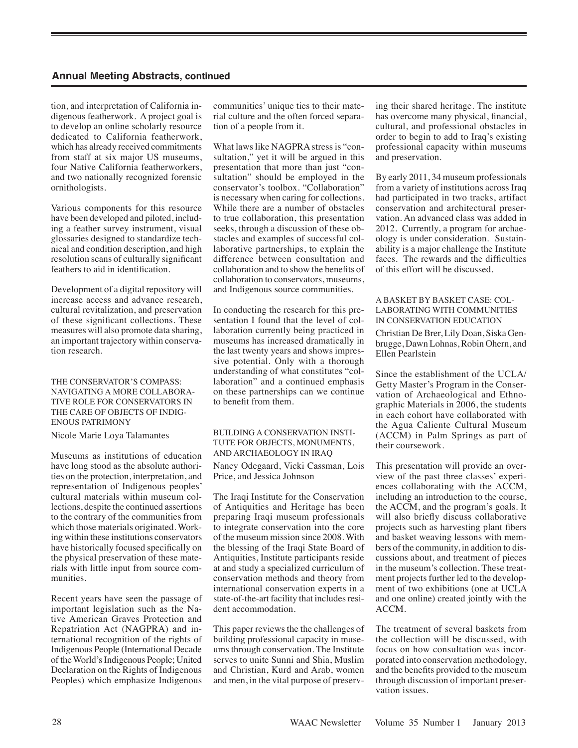tion, and interpretation of California indigenous featherwork. A project goal is to develop an online scholarly resource dedicated to California featherwork, which has already received commitments from staff at six major US museums, four Native California featherworkers, and two nationally recognized forensic ornithologists.

Various components for this resource have been developed and piloted, including a feather survey instrument, visual glossaries designed to standardize technical and condition description, and high resolution scans of culturally significant feathers to aid in identification.

Development of a digital repository will increase access and advance research, cultural revitalization, and preservation of these significant collections. These measures will also promote data sharing, an important trajectory within conservation research.

### THE CONSERVATOR'S COMPASS: NAVIGATING A MORE COLLABORATIVE ROLE FOR CONSERVATORS IN THE CARE OF OBJECTS OF INDIGENOUS PATRIMONY

Nicole Marie Loya Talamantes

Museums as institutions of education have long stood as the absolute authorities on the protection, interpretation, and representation of Indigenous peoples' cultural materials within museum collections, despite the continued assertions to the contrary of the communities from which those materials originated. Working within these institutions conservators have historically focused specifically on the physical preservation of these materials with little input from source communities.

Recent years have seen the passage of important legislation such as the Native American Graves Protection and Repatriation Act (NAGPRA) and international recognition of the rights of Indigenous People (International Decade of the World's Indigenous People; United Declaration on the Rights of Indigenous Peoples) which emphasize Indigenous communities' unique ties to their material culture and the often forced separation of a people from it.

What laws like NAGPRA stress is "consultation," yet it will be argued in this presentation that more than just "consultation" should be employed in the conservator's toolbox. "Collaboration" is necessary when caring for collections. While there are a number of obstacles to true collaboration, this presentation seeks, through a discussion of these obstacles and examples of successful collaborative partnerships, to explain the difference between consultation and collaboration and to show the benefits of collaboration to conservators, museums, and Indigenous source communities.

In conducting the research for this presentation I found that the level of collaboration currently being practiced in museums has increased dramatically in the last twenty years and shows impressive potential. Only with a thorough understanding of what constitutes "collaboration" and a continued emphasis on these partnerships can we continue to benefit from them.

### BUILDING A CONSERVATION INSTITUTE FOR OBJECTS, MONUMENTS, AND ARCHAEOLOGY IN IRAQ

Nancy Odegaard, Vicki Cassman, Lois Price, and Jessica Johnson

The Iraqi Institute for the Conservation of Antiquities and Heritage has been preparing Iraqi museum professionals to integrate conservation into the core of the museum mission since 2008. With the blessing of the Iraqi State Board of Antiquities, Institute participants reside at and study a specialized curriculum of conservation methods and theory from international conservation experts in a state-of-the-art facility that includes resident accommodation.

This paper reviews the the challenges of building professional capacity in museums through conservation. The Institute serves to unite Sunni and Shia, Muslim and Christian, Kurd and Arab, women and men, in the vital purpose of preserving their shared heritage. The institute has overcome many physical, financial, cultural, and professional obstacles in order to begin to add to Iraq's existing professional capacity within museums and preservation.

By early 2011, 34 museum professionals from a variety of institutions across Iraq had participated in two tracks, artifact conservation and architectural preservation. An advanced class was added in 2012. Currently, a program for archaeology is under consideration. Sustainability is a major challenge the Institute faces. The rewards and the difficulties of this effort will be discussed.

### A BASKET BY BASKET CASE: COLLABORATING WITH COMMUNITIES IN CONSERVATION EDUCATION

Christian De Brer, Lily Doan, Siska Genbrugge, Dawn Lohnas, Robin Ohern, and Ellen Pearlstein

Since the establishment of the UCLA/Getty Master's Program in the Conservation of Archaeological and Ethnographic Materials in 2006, the students in each cohort have collaborated with the Agua Caliente Cultural Museum (ACCM) in Palm Springs as part of their coursework.

This presentation will provide an overview of the past three classes' experiences collaborating with the ACCM, including an introduction to the course, the ACCM, and the program's goals. It will also briefly discuss collaborative projects such as harvesting plant fibers and basket weaving lessons with members of the community, in addition to discussions about, and treatment of pieces in the museum's collection. These treatment projects further led to the development of two exhibitions (one at UCLA and one online) created jointly with the ACCM.

The treatment of several baskets from the collection will be discussed, with focus on how consultation was incorporated into conservation methodology, and the benefits provided to the museum through discussion of important preservation issues.